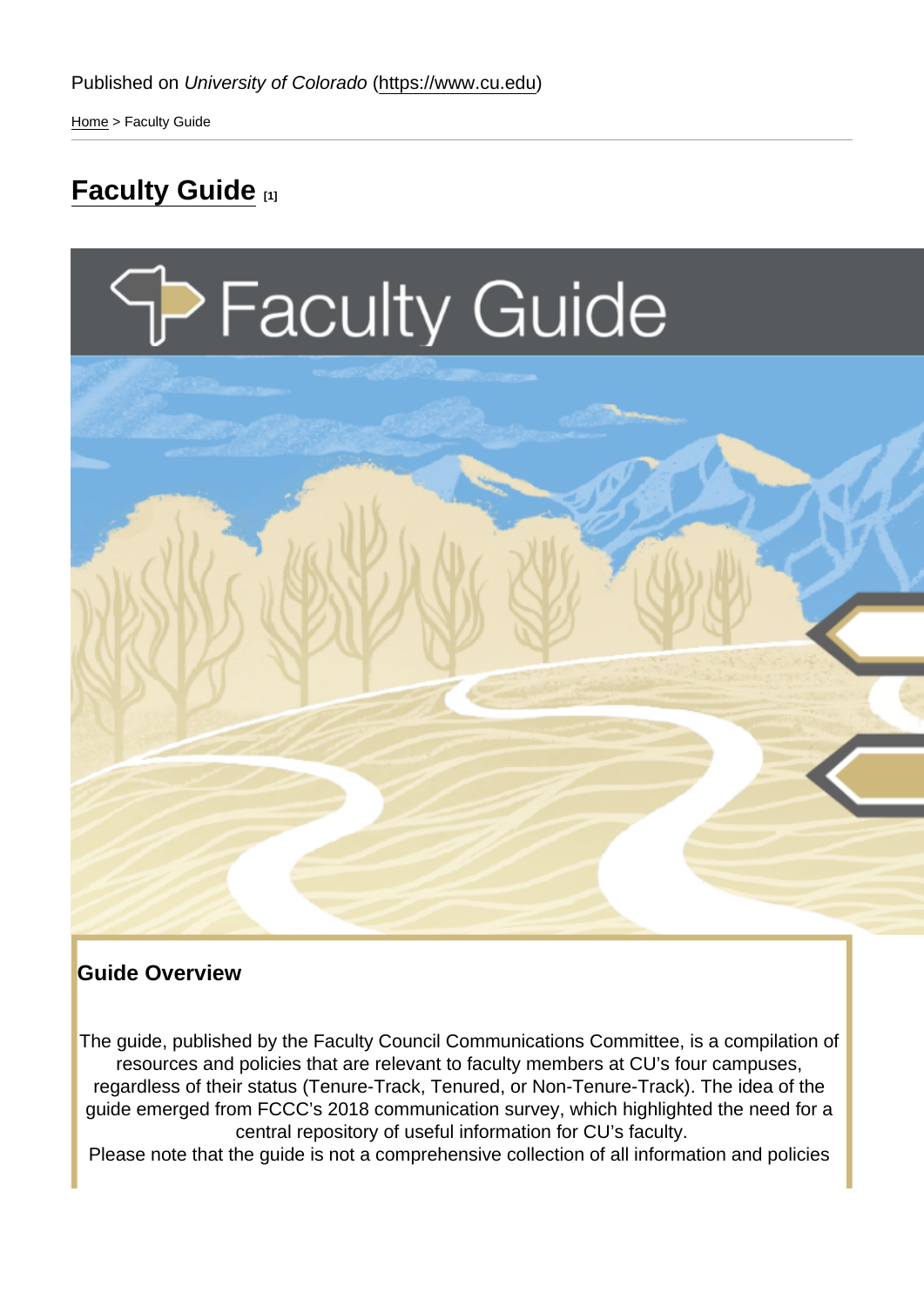Published on *University of Colorado* (https://www.cu.edu)

Home > Faculty Guide

# Faculty Guide [1]

**Guide Overview**

The guide, published by the Faculty Council Communications Committee, is a compilation of resources and policies that are relevant to faculty members at CU's four campuses, regardless of their status (Tenure-Track, Tenured, or Non-Tenure-Track). The idea of the guide emerged from FCCC's 2018 communication survey, which highlighted the need for a central repository of useful information for CU's faculty.

Please note that the guide is not a comprehensive collection of all information and policies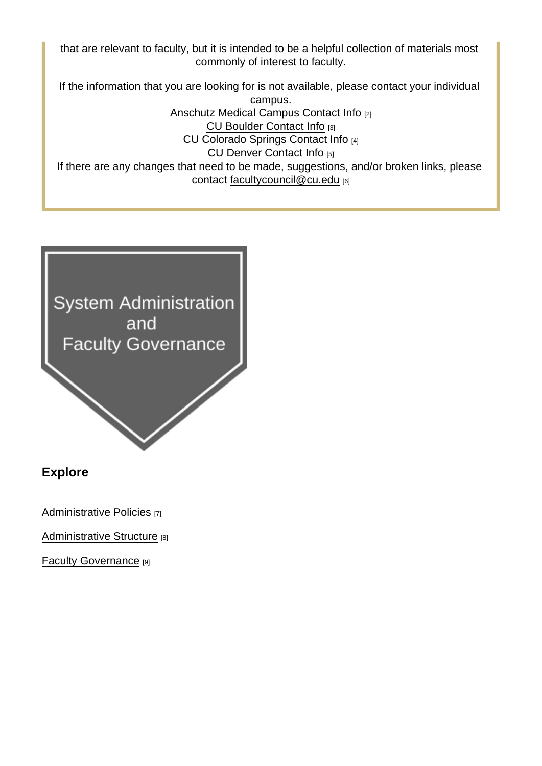that are relevant to faculty, but it is intended to be a helpful collection of materials most commonly of interest to faculty.

If the information that you are looking for is not available, please contact your individual campus.
Anschutz Medical Campus Contact Info [2]
CU Boulder Contact Info [3]
CU Colorado Springs Contact Info [4]
CU Denver Contact Info [5]
If there are any changes that need to be made, suggestions, and/or broken links, please contact facultycouncil@cu.edu [6]

System Administration and Faculty Governance

## Explore

Administrative Policies [7]

Administrative Structure [8]

Faculty Governance [9]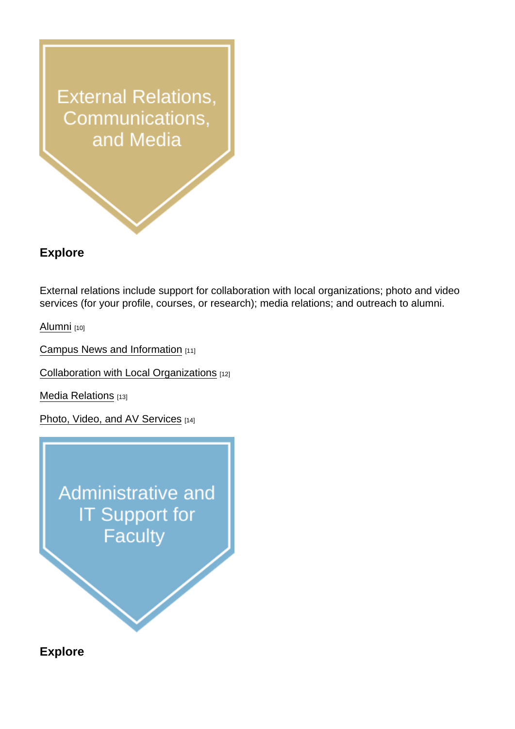External Relations, Communications, and Media

### Explore

External relations include support for collaboration with local organizations; photo and video services (for your profile, courses, or research); media relations; and outreach to alumni.

Alumni [10]

Campus News and Information [11]

Collaboration with Local Organizations [12]

Media Relations [13]

Photo, Video, and AV Services [14]

Administrative and IT Support for Faculty

### Explore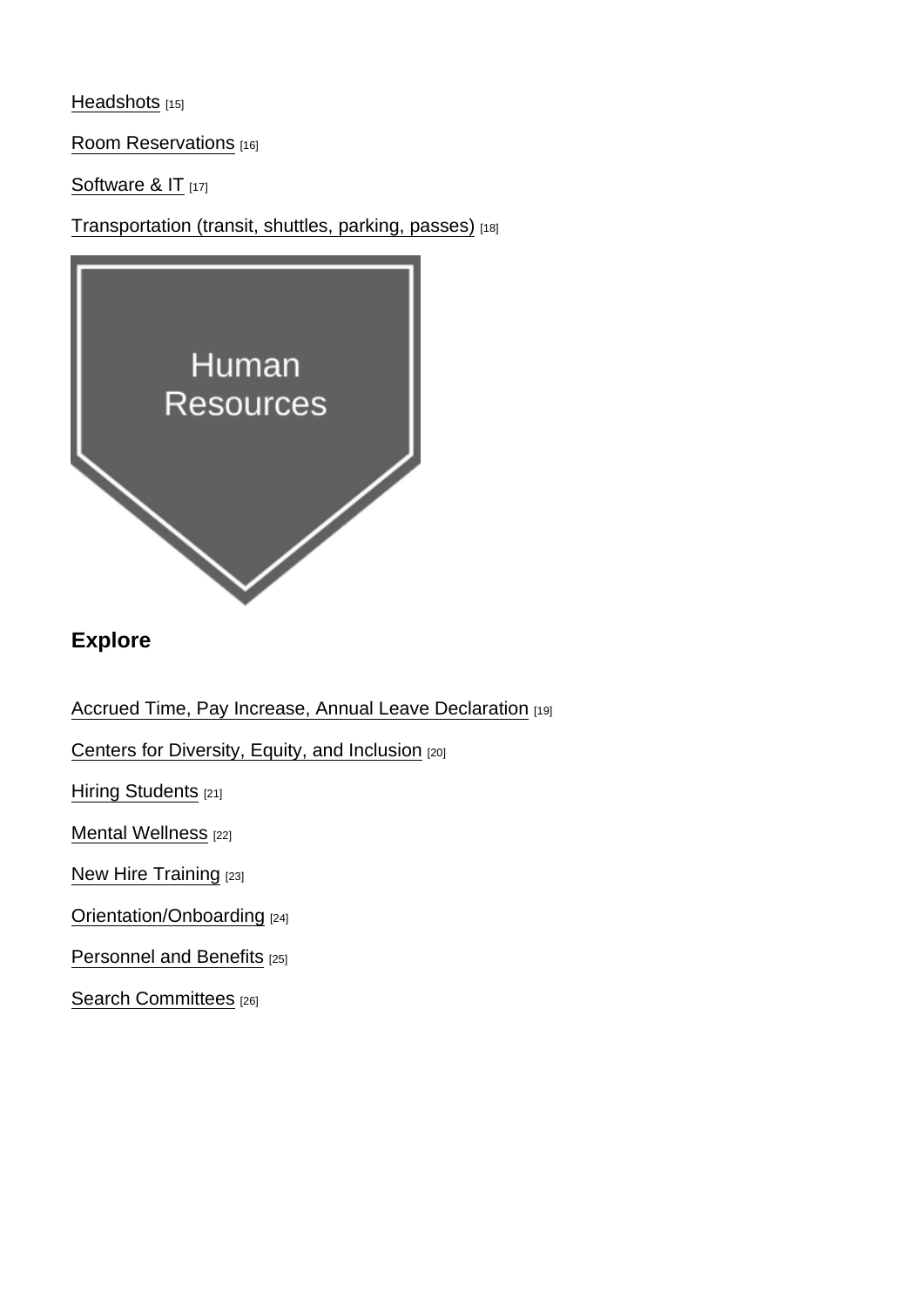Headshots [15]

Room Reservations [16]

Software & IT [17]

Transportation (transit, shuttles, parking, passes) [18]

Human Resources

## Explore

Accrued Time, Pay Increase, Annual Leave Declaration [19]

Centers for Diversity, Equity, and Inclusion [20]

Hiring Students [21]

Mental Wellness [22]

New Hire Training [23]

Orientation/Onboarding [24]

Personnel and Benefits [25]

Search Committees [26]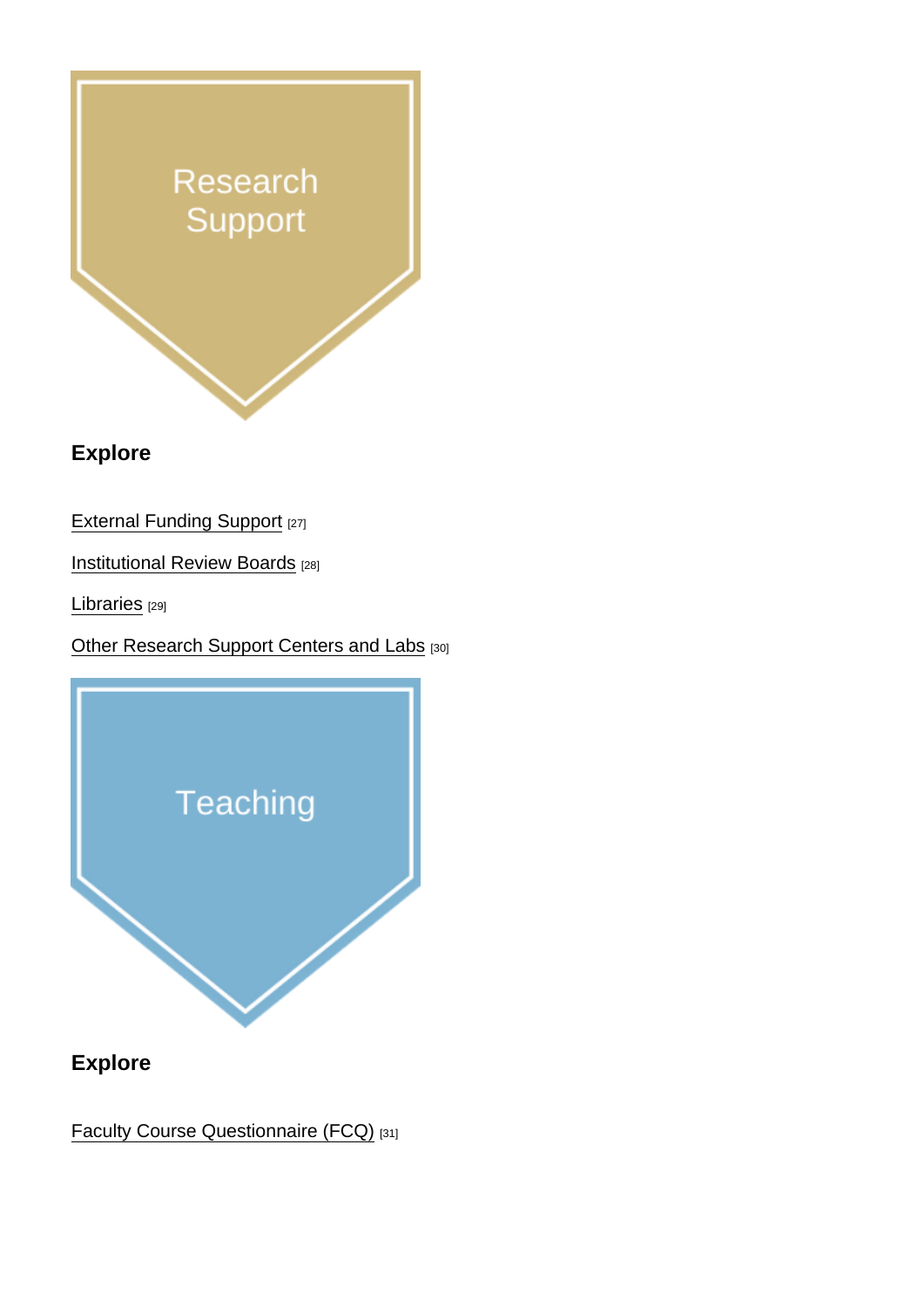Research Support

### Explore

External Funding Support [27]

Institutional Review Boards [28]

Libraries [29]

Other Research Support Centers and Labs [30]

Teaching

### Explore

Faculty Course Questionnaire (FCQ) [31]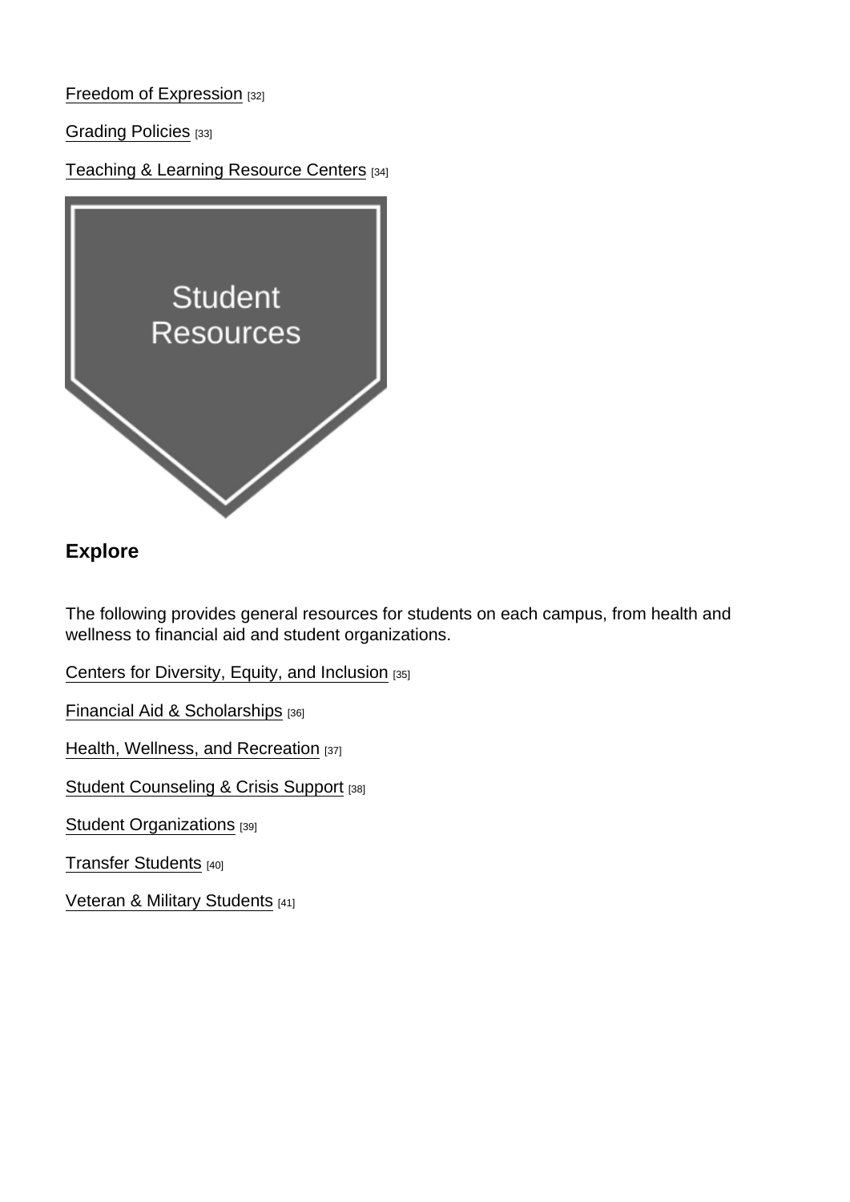Freedom of Expression [32]

Grading Policies [33]

Teaching & Learning Resource Centers [34]

Student Resources

## Explore

The following provides general resources for students on each campus, from health and wellness to financial aid and student organizations.

Centers for Diversity, Equity, and Inclusion [35]

Financial Aid & Scholarships [36]

Health, Wellness, and Recreation [37]

Student Counseling & Crisis Support [38]

Student Organizations [39]

Transfer Students [40]

Veteran & Military Students [41]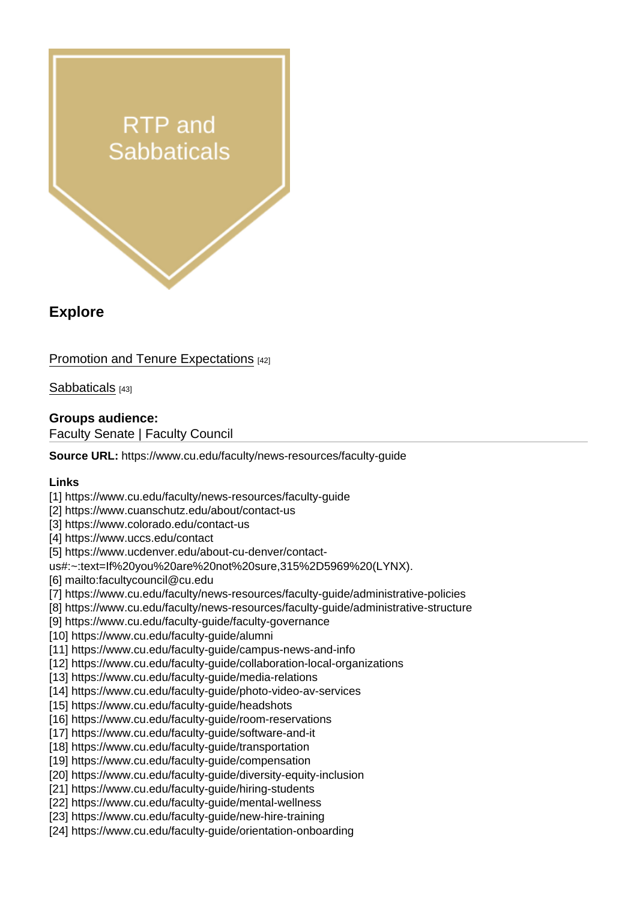RTP and Sabbaticals

## Explore

[Promotion and Tenure Expectations [42]](#)

[Sabbaticals [43]](#)

**Groups audience:**
Faculty Senate | Faculty Council

**Source URL:** https://www.cu.edu/faculty/news-resources/faculty-guide

**Links**
[1] https://www.cu.edu/faculty/news-resources/faculty-guide
[2] https://www.cuanschutz.edu/about/contact-us
[3] https://www.colorado.edu/contact-us
[4] https://www.uccs.edu/contact
[5] https://www.ucdenver.edu/about-cu-denver/contact-us#:~:text=If%20you%20are%20not%20sure,315%2D5969%20(LYNX).
[6] mailto:facultycouncil@cu.edu
[7] https://www.cu.edu/faculty/news-resources/faculty-guide/administrative-policies
[8] https://www.cu.edu/faculty/news-resources/faculty-guide/administrative-structure
[9] https://www.cu.edu/faculty-guide/faculty-governance
[10] https://www.cu.edu/faculty-guide/alumni
[11] https://www.cu.edu/faculty-guide/campus-news-and-info
[12] https://www.cu.edu/faculty-guide/collaboration-local-organizations
[13] https://www.cu.edu/faculty-guide/media-relations
[14] https://www.cu.edu/faculty-guide/photo-video-av-services
[15] https://www.cu.edu/faculty-guide/headshots
[16] https://www.cu.edu/faculty-guide/room-reservations
[17] https://www.cu.edu/faculty-guide/software-and-it
[18] https://www.cu.edu/faculty-guide/transportation
[19] https://www.cu.edu/faculty-guide/compensation
[20] https://www.cu.edu/faculty-guide/diversity-equity-inclusion
[21] https://www.cu.edu/faculty-guide/hiring-students
[22] https://www.cu.edu/faculty-guide/mental-wellness
[23] https://www.cu.edu/faculty-guide/new-hire-training
[24] https://www.cu.edu/faculty-guide/orientation-onboarding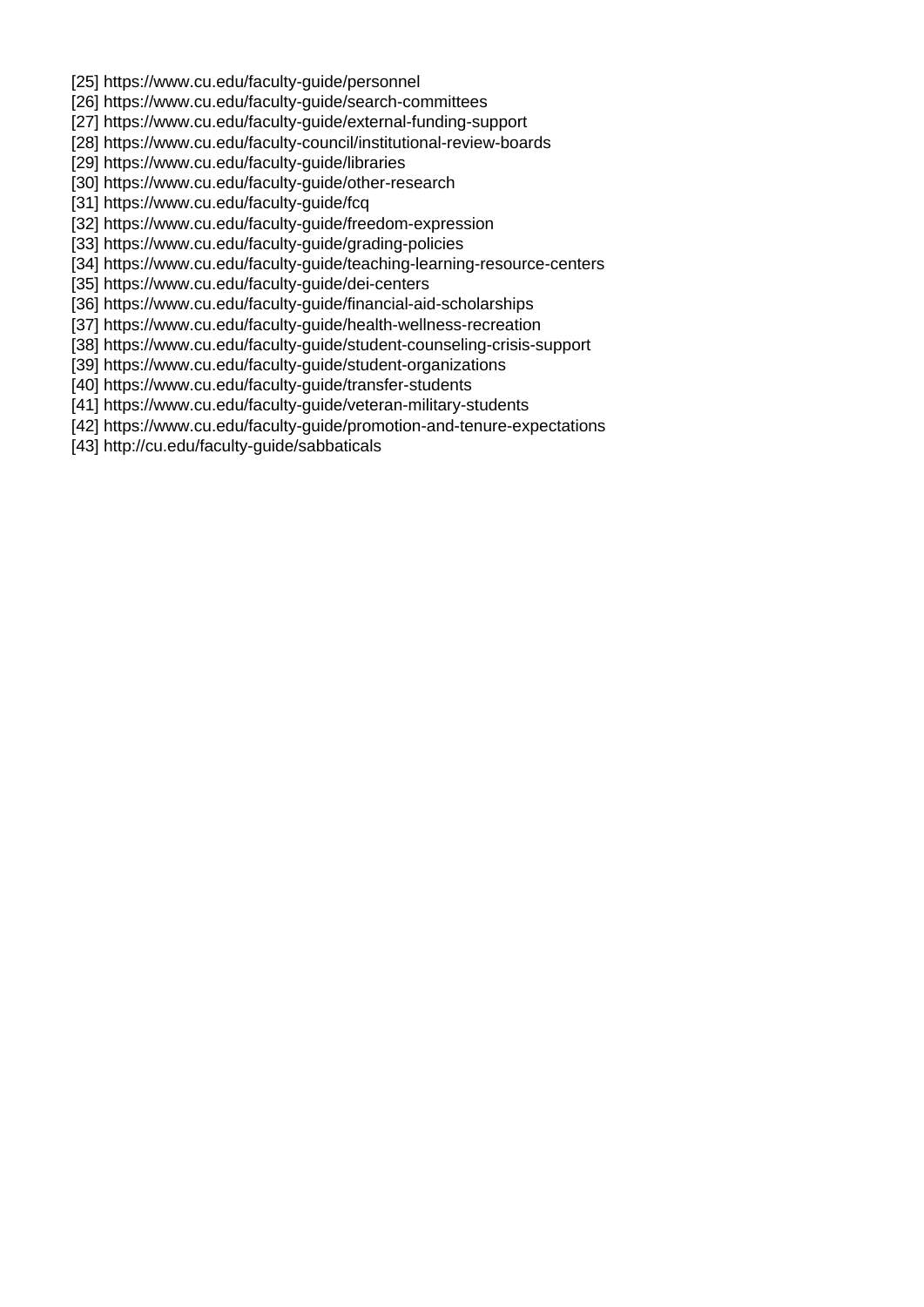[25] https://www.cu.edu/faculty-guide/personnel
[26] https://www.cu.edu/faculty-guide/search-committees
[27] https://www.cu.edu/faculty-guide/external-funding-support
[28] https://www.cu.edu/faculty-council/institutional-review-boards
[29] https://www.cu.edu/faculty-guide/libraries
[30] https://www.cu.edu/faculty-guide/other-research
[31] https://www.cu.edu/faculty-guide/fcq
[32] https://www.cu.edu/faculty-guide/freedom-expression
[33] https://www.cu.edu/faculty-guide/grading-policies
[34] https://www.cu.edu/faculty-guide/teaching-learning-resource-centers
[35] https://www.cu.edu/faculty-guide/dei-centers
[36] https://www.cu.edu/faculty-guide/financial-aid-scholarships
[37] https://www.cu.edu/faculty-guide/health-wellness-recreation
[38] https://www.cu.edu/faculty-guide/student-counseling-crisis-support
[39] https://www.cu.edu/faculty-guide/student-organizations
[40] https://www.cu.edu/faculty-guide/transfer-students
[41] https://www.cu.edu/faculty-guide/veteran-military-students
[42] https://www.cu.edu/faculty-guide/promotion-and-tenure-expectations
[43] http://cu.edu/faculty-guide/sabbaticals